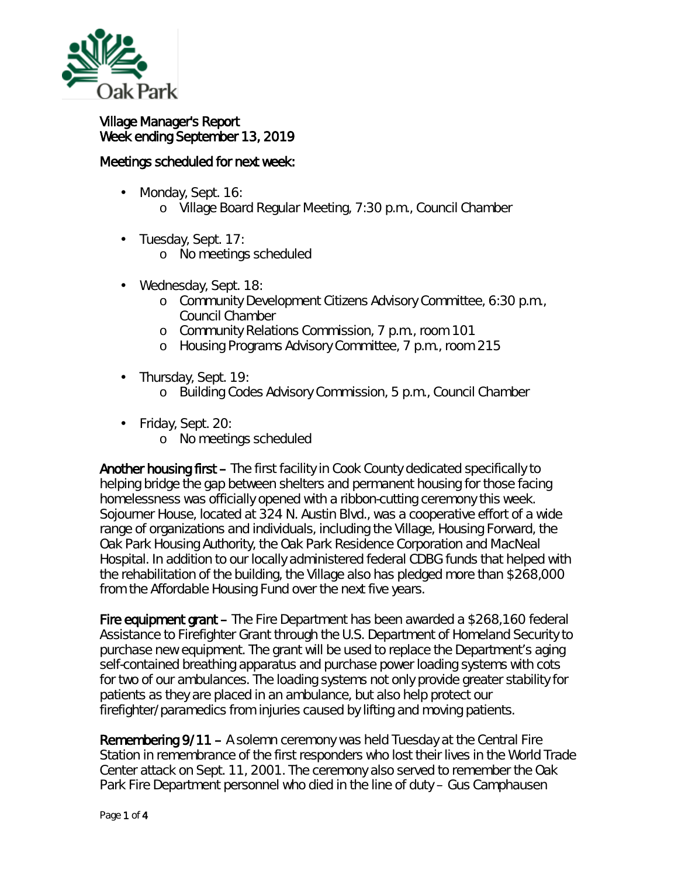Oak Park

**Village Manager's Report**
**Week ending September 13, 2019**

**Meetings scheduled for next week:**

- Monday, Sept. 16:
  - Village Board Regular Meeting, 7:30 p.m., Council Chamber
- Tuesday, Sept. 17:
  - No meetings scheduled
- Wednesday, Sept. 18:
  - Community Development Citizens Advisory Committee, 6:30 p.m., Council Chamber
  - Community Relations Commission, 7 p.m., room 101
  - Housing Programs Advisory Committee, 7 p.m., room 215
- Thursday, Sept. 19:
  - Building Codes Advisory Commission, 5 p.m., Council Chamber
- Friday, Sept. 20:
  - No meetings scheduled

**Another housing first** – The first facility in Cook County dedicated specifically to helping bridge the gap between shelters and permanent housing for those facing homelessness was officially opened with a ribbon-cutting ceremony this week. Sojourner House, located at 324 N. Austin Blvd., was a cooperative effort of a wide range of organizations and individuals, including the Village, Housing Forward, the Oak Park Housing Authority, the Oak Park Residence Corporation and MacNeal Hospital. In addition to our locally administered federal CDBG funds that helped with the rehabilitation of the building, the Village also has pledged more than $268,000 from the Affordable Housing Fund over the next five years.

**Fire equipment grant** – The Fire Department has been awarded a $268,160 federal Assistance to Firefighter Grant through the U.S. Department of Homeland Security to purchase new equipment. The grant will be used to replace the Department's aging self-contained breathing apparatus and purchase power loading systems with cots for two of our ambulances. The loading systems not only provide greater stability for patients as they are placed in an ambulance, but also help protect our firefighter/paramedics from injuries caused by lifting and moving patients.

**Remembering 9/11** – A solemn ceremony was held Tuesday at the Central Fire Station in remembrance of the first responders who lost their lives in the World Trade Center attack on Sept. 11, 2001. The ceremony also served to remember the Oak Park Fire Department personnel who died in the line of duty – Gus Camphausen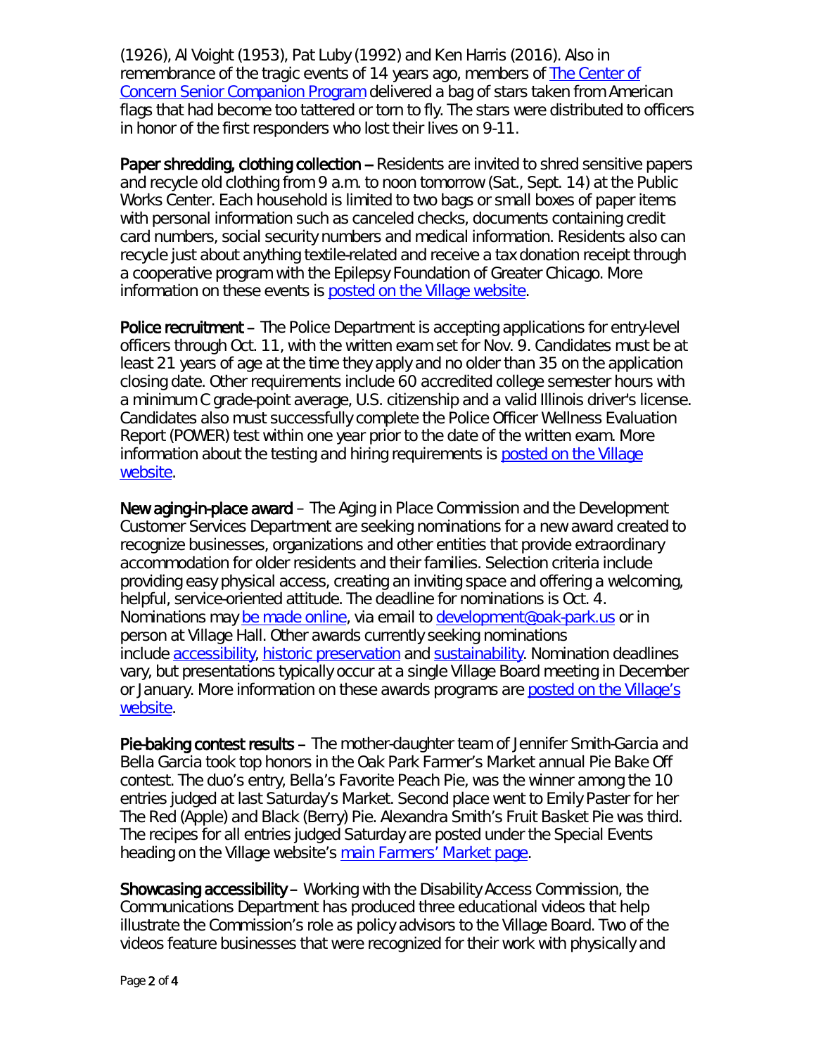(1926), Al Voight (1953), Pat Luby (1992) and Ken Harris (2016). Also in remembrance of the tragic events of 14 years ago, members of [The Center of Concern Senior Companion Program] delivered a bag of stars taken from American flags that had become too tattered or torn to fly. The stars were distributed to officers in honor of the first responders who lost their lives on 9-11.

**Paper shredding, clothing collection** – Residents are invited to shred sensitive papers and recycle old clothing from 9 a.m. to noon tomorrow (Sat., Sept. 14) at the Public Works Center. Each household is limited to two bags or small boxes of paper items with personal information such as canceled checks, documents containing credit card numbers, social security numbers and medical information. Residents also can recycle just about anything textile-related and receive a tax donation receipt through a cooperative program with the Epilepsy Foundation of Greater Chicago. More information on these events is posted on the Village website.

**Police recruitment** – The Police Department is accepting applications for entry-level officers through Oct. 11, with the written exam set for Nov. 9. Candidates must be at least 21 years of age at the time they apply and no older than 35 on the application closing date. Other requirements include 60 accredited college semester hours with a minimum C grade-point average, U.S. citizenship and a valid Illinois driver's license. Candidates also must successfully complete the Police Officer Wellness Evaluation Report (POWER) test within one year prior to the date of the written exam. More information about the testing and hiring requirements is posted on the Village website.

**New aging-in-place award** – The Aging in Place Commission and the Development Customer Services Department are seeking nominations for a new award created to recognize businesses, organizations and other entities that provide extraordinary accommodation for older residents and their families. Selection criteria include providing easy physical access, creating an inviting space and offering a welcoming, helpful, service-oriented attitude. The deadline for nominations is Oct. 4. Nominations may be made online, via email to development@oak-park.us or in person at Village Hall. Other awards currently seeking nominations include accessibility, historic preservation and sustainability. Nomination deadlines vary, but presentations typically occur at a single Village Board meeting in December or January. More information on these awards programs are posted on the Village's website.

**Pie-baking contest results** – The mother-daughter team of Jennifer Smith-Garcia and Bella Garcia took top honors in the Oak Park Farmer's Market annual Pie Bake Off contest. The duo's entry, Bella's Favorite Peach Pie, was the winner among the 10 entries judged at last Saturday's Market. Second place went to Emily Paster for her The Red (Apple) and Black (Berry) Pie. Alexandra Smith's Fruit Basket Pie was third. The recipes for all entries judged Saturday are posted under the Special Events heading on the Village website's main Farmers' Market page.

**Showcasing accessibility** – Working with the Disability Access Commission, the Communications Department has produced three educational videos that help illustrate the Commission's role as policy advisors to the Village Board. Two of the videos feature businesses that were recognized for their work with physically and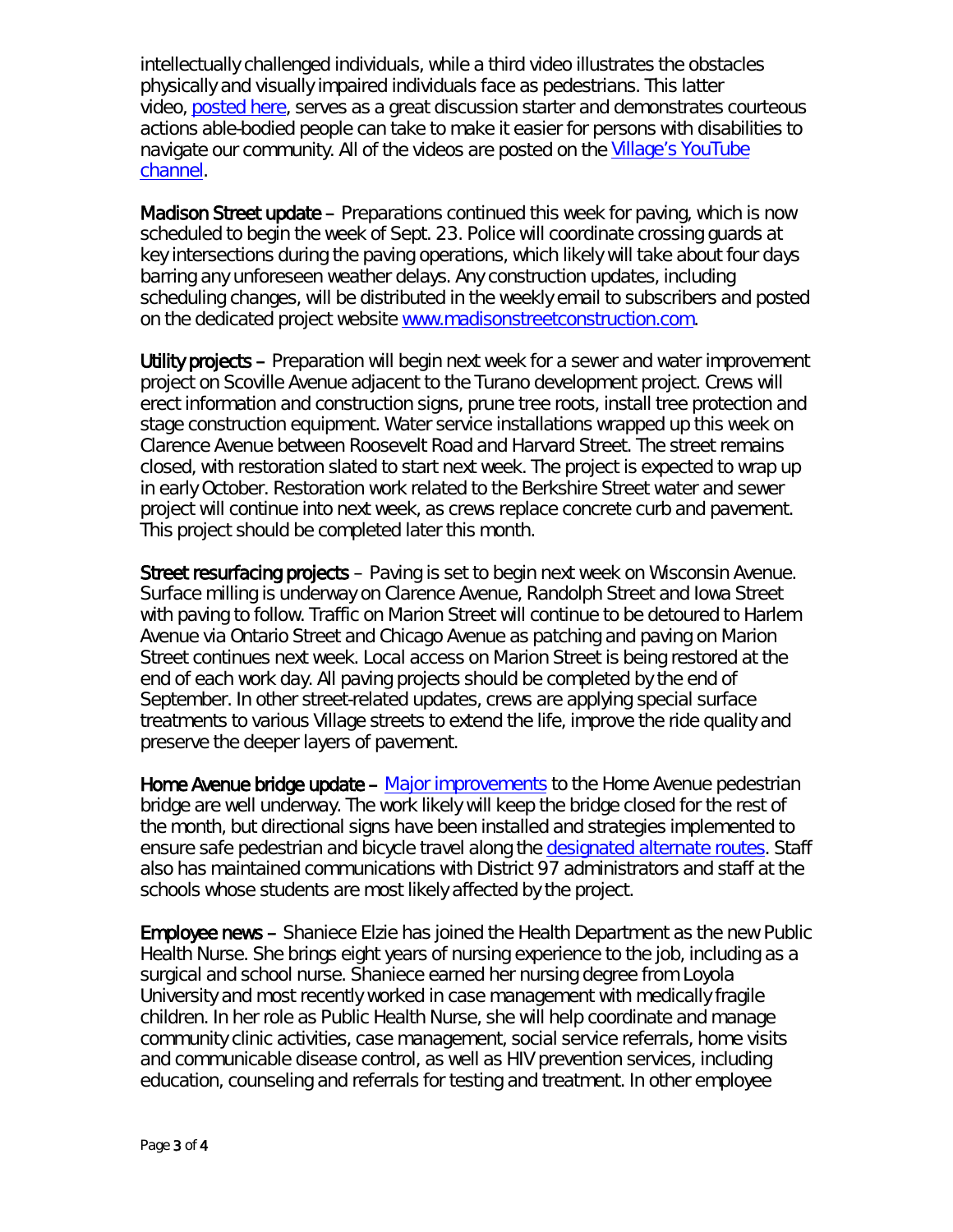intellectually challenged individuals, while a third video illustrates the obstacles physically and visually impaired individuals face as pedestrians. This latter video, posted here, serves as a great discussion starter and demonstrates courteous actions able-bodied people can take to make it easier for persons with disabilities to navigate our community. All of the videos are posted on the Village's YouTube channel.

**Madison Street update** – Preparations continued this week for paving, which is now scheduled to begin the week of Sept. 23. Police will coordinate crossing guards at key intersections during the paving operations, which likely will take about four days barring any unforeseen weather delays. Any construction updates, including scheduling changes, will be distributed in the weekly email to subscribers and posted on the dedicated project website www.madisonstreetconstruction.com.

**Utility projects** – Preparation will begin next week for a sewer and water improvement project on Scoville Avenue adjacent to the Turano development project. Crews will erect information and construction signs, prune tree roots, install tree protection and stage construction equipment. Water service installations wrapped up this week on Clarence Avenue between Roosevelt Road and Harvard Street. The street remains closed, with restoration slated to start next week. The project is expected to wrap up in early October. Restoration work related to the Berkshire Street water and sewer project will continue into next week, as crews replace concrete curb and pavement. This project should be completed later this month.

**Street resurfacing projects** – Paving is set to begin next week on Wisconsin Avenue. Surface milling is underway on Clarence Avenue, Randolph Street and Iowa Street with paving to follow. Traffic on Marion Street will continue to be detoured to Harlem Avenue via Ontario Street and Chicago Avenue as patching and paving on Marion Street continues next week. Local access on Marion Street is being restored at the end of each work day. All paving projects should be completed by the end of September. In other street-related updates, crews are applying special surface treatments to various Village streets to extend the life, improve the ride quality and preserve the deeper layers of pavement.

**Home Avenue bridge update** – Major improvements to the Home Avenue pedestrian bridge are well underway. The work likely will keep the bridge closed for the rest of the month, but directional signs have been installed and strategies implemented to ensure safe pedestrian and bicycle travel along the designated alternate routes. Staff also has maintained communications with District 97 administrators and staff at the schools whose students are most likely affected by the project.

**Employee news** – Shaniece Elzie has joined the Health Department as the new Public Health Nurse. She brings eight years of nursing experience to the job, including as a surgical and school nurse. Shaniece earned her nursing degree from Loyola University and most recently worked in case management with medically fragile children. In her role as Public Health Nurse, she will help coordinate and manage community clinic activities, case management, social service referrals, home visits and communicable disease control, as well as HIV prevention services, including education, counseling and referrals for testing and treatment. In other employee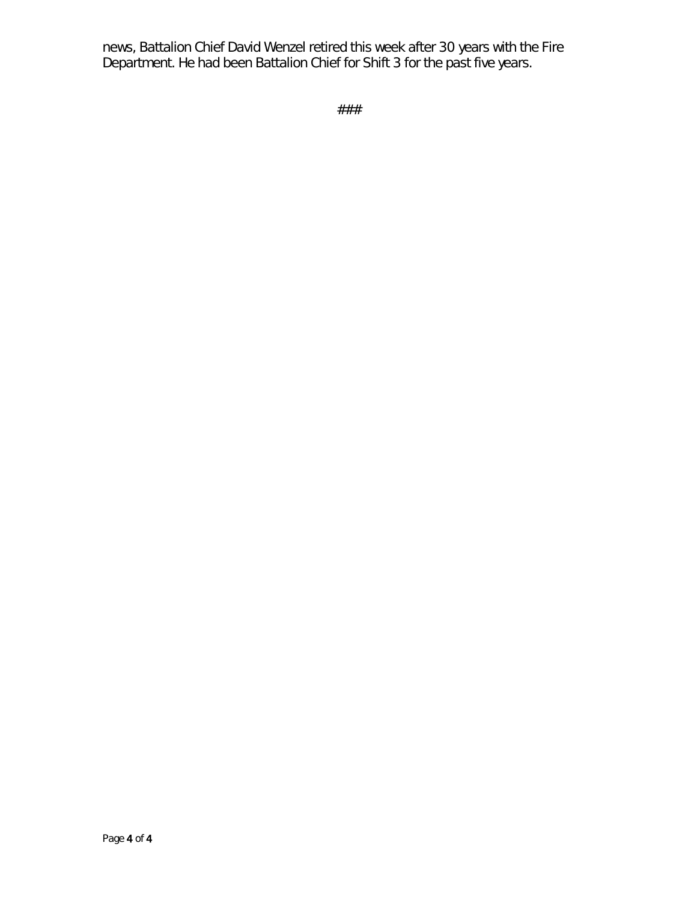news, Battalion Chief David Wenzel retired this week after 30 years with the Fire Department. He had been Battalion Chief for Shift 3 for the past five years.

###